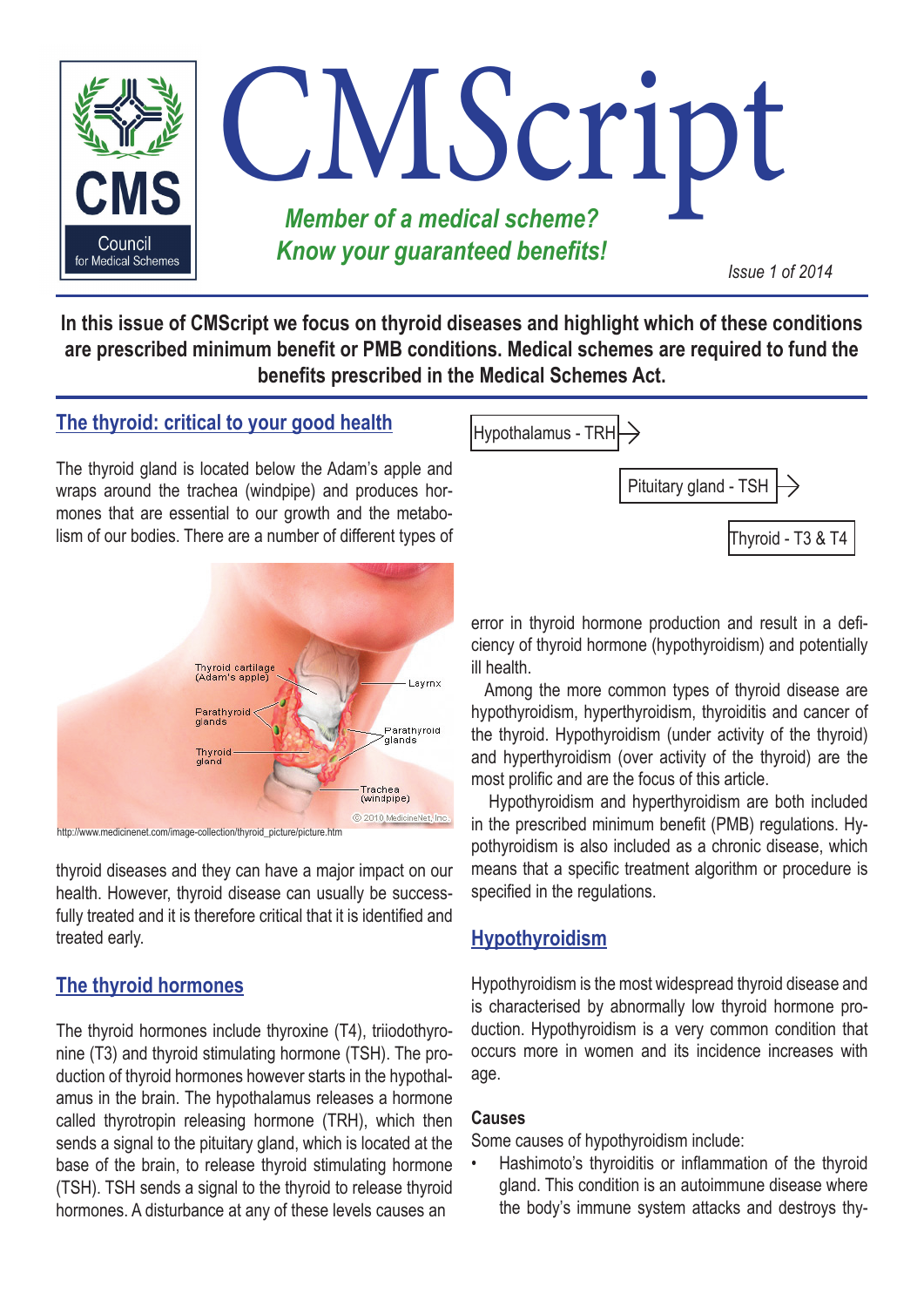# CMScript

*Member of a medical scheme?*
*Know your guaranteed benefits!*

*Issue 1 of 2014*

**In this issue of CMScript we focus on thyroid diseases and highlight which of these conditions are prescribed minimum benefit or PMB conditions. Medical schemes are required to fund the benefits prescribed in the Medical Schemes Act.**

## The thyroid: critical to your good health

The thyroid gland is located below the Adam's apple and wraps around the trachea (windpipe) and produces hormones that are essential to our growth and the metabolism of our bodies. There are a number of different types of thyroid diseases and they can have a major impact on our health. However, thyroid disease can usually be successfully treated and it is therefore critical that it is identified and treated early.

http://www.medicinenet.com/image-collection/thyroid_picture/picture.htm

## The thyroid hormones

The thyroid hormones include thyroxine (T4), triiodothyronine (T3) and thyroid stimulating hormone (TSH). The production of thyroid hormones however starts in the hypothalamus in the brain. The hypothalamus releases a hormone called thyrotropin releasing hormone (TRH), which then sends a signal to the pituitary gland, which is located at the base of the brain, to release thyroid stimulating hormone (TSH). TSH sends a signal to the thyroid to release thyroid hormones. A disturbance at any of these levels causes an error in thyroid hormone production and result in a deficiency of thyroid hormone (hypothyroidism) and potentially ill health.

Hypothalamus - TRH → Pituitary gland - TSH → Thyroid - T3 & T4

Among the more common types of thyroid disease are hypothyroidism, hyperthyroidism, thyroiditis and cancer of the thyroid. Hypothyroidism (under activity of the thyroid) and hyperthyroidism (over activity of the thyroid) are the most prolific and are the focus of this article.

Hypothyroidism and hyperthyroidism are both included in the prescribed minimum benefit (PMB) regulations. Hypothyroidism is also included as a chronic disease, which means that a specific treatment algorithm or procedure is specified in the regulations.

## Hypothyroidism

Hypothyroidism is the most widespread thyroid disease and is characterised by abnormally low thyroid hormone production. Hypothyroidism is a very common condition that occurs more in women and its incidence increases with age.

### Causes

Some causes of hypothyroidism include:

- Hashimoto's thyroiditis or inflammation of the thyroid gland. This condition is an autoimmune disease where the body's immune system attacks and destroys thy-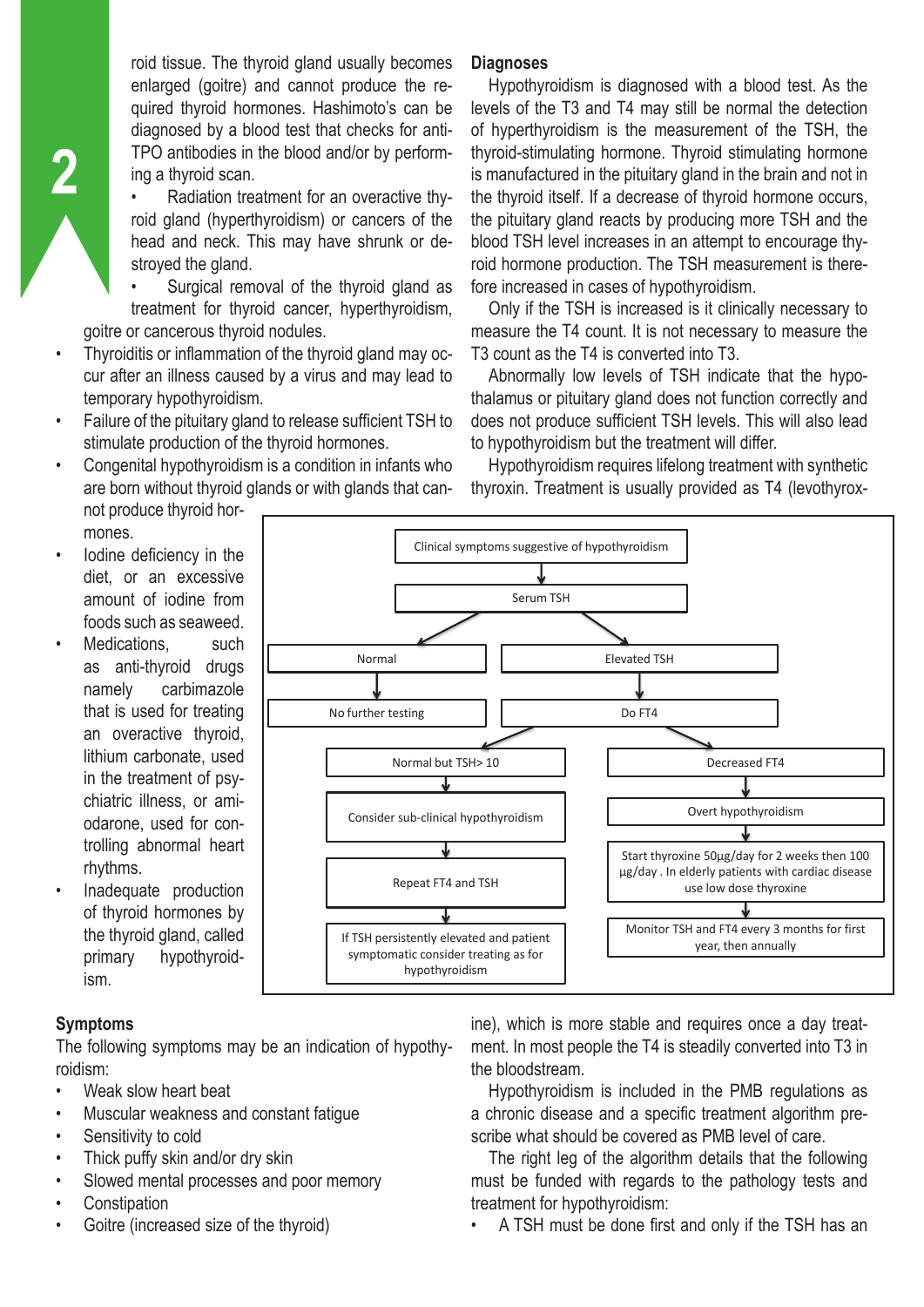roid tissue. The thyroid gland usually becomes enlarged (goitre) and cannot produce the required thyroid hormones. Hashimoto's can be diagnosed by a blood test that checks for anti-TPO antibodies in the blood and/or by performing a thyroid scan.

- Radiation treatment for an overactive thyroid gland (hyperthyroidism) or cancers of the head and neck. This may have shrunk or destroyed the gland.
- Surgical removal of the thyroid gland as treatment for thyroid cancer, hyperthyroidism, goitre or cancerous thyroid nodules.

- Thyroiditis or inflammation of the thyroid gland may occur after an illness caused by a virus and may lead to temporary hypothyroidism.
- Failure of the pituitary gland to release sufficient TSH to stimulate production of the thyroid hormones.
- Congenital hypothyroidism is a condition in infants who are born without thyroid glands or with glands that cannot produce thyroid hormones.
- Iodine deficiency in the diet, or an excessive amount of iodine from foods such as seaweed.
- Medications, such as anti-thyroid drugs namely carbimazole that is used for treating an overactive thyroid, lithium carbonate, used in the treatment of psychiatric illness, or amiodarone, used for controlling abnormal heart rhythms.
- Inadequate production of thyroid hormones by the thyroid gland, called primary hypothyroidism.

### Symptoms

The following symptoms may be an indication of hypothyroidism:

- Weak slow heart beat
- Muscular weakness and constant fatigue
- Sensitivity to cold
- Thick puffy skin and/or dry skin
- Slowed mental processes and poor memory
- Constipation
- Goitre (increased size of the thyroid)

### Diagnoses

Hypothyroidism is diagnosed with a blood test. As the levels of the T3 and T4 may still be normal the detection of hyperthyroidism is the measurement of the TSH, the thyroid-stimulating hormone. Thyroid stimulating hormone is manufactured in the pituitary gland in the brain and not in the thyroid itself. If a decrease of thyroid hormone occurs, the pituitary gland reacts by producing more TSH and the blood TSH level increases in an attempt to encourage thyroid hormone production. The TSH measurement is therefore increased in cases of hypothyroidism.

Only if the TSH is increased is it clinically necessary to measure the T4 count. It is not necessary to measure the T3 count as the T4 is converted into T3.

Abnormally low levels of TSH indicate that the hypothalamus or pituitary gland does not function correctly and does not produce sufficient TSH levels. This will also lead to hypothyroidism but the treatment will differ.

Hypothyroidism requires lifelong treatment with synthetic thyroxin. Treatment is usually provided as T4 (levothyroxine), which is more stable and requires once a day treatment. In most people the T4 is steadily converted into T3 in the bloodstream.

Clinical symptoms suggestive of hypothyroidism → Serum TSH

- Normal → No further testing
- Elevated TSH → Do FT4
  - Normal but TSH> 10 → Consider sub-clinical hypothyroidism → Repeat FT4 and TSH → If TSH persistently elevated and patient symptomatic consider treating as for hypothyroidism
  - Decreased FT4 → Overt hypothyroidism → Start thyroxine 50µg/day for 2 weeks then 100 µg/day . In elderly patients with cardiac disease use low dose thyroxine → Monitor TSH and FT4 every 3 months for first year, then annually

Hypothyroidism is included in the PMB regulations as a chronic disease and a specific treatment algorithm prescribe what should be covered as PMB level of care.

The right leg of the algorithm details that the following must be funded with regards to the pathology tests and treatment for hypothyroidism:

- A TSH must be done first and only if the TSH has an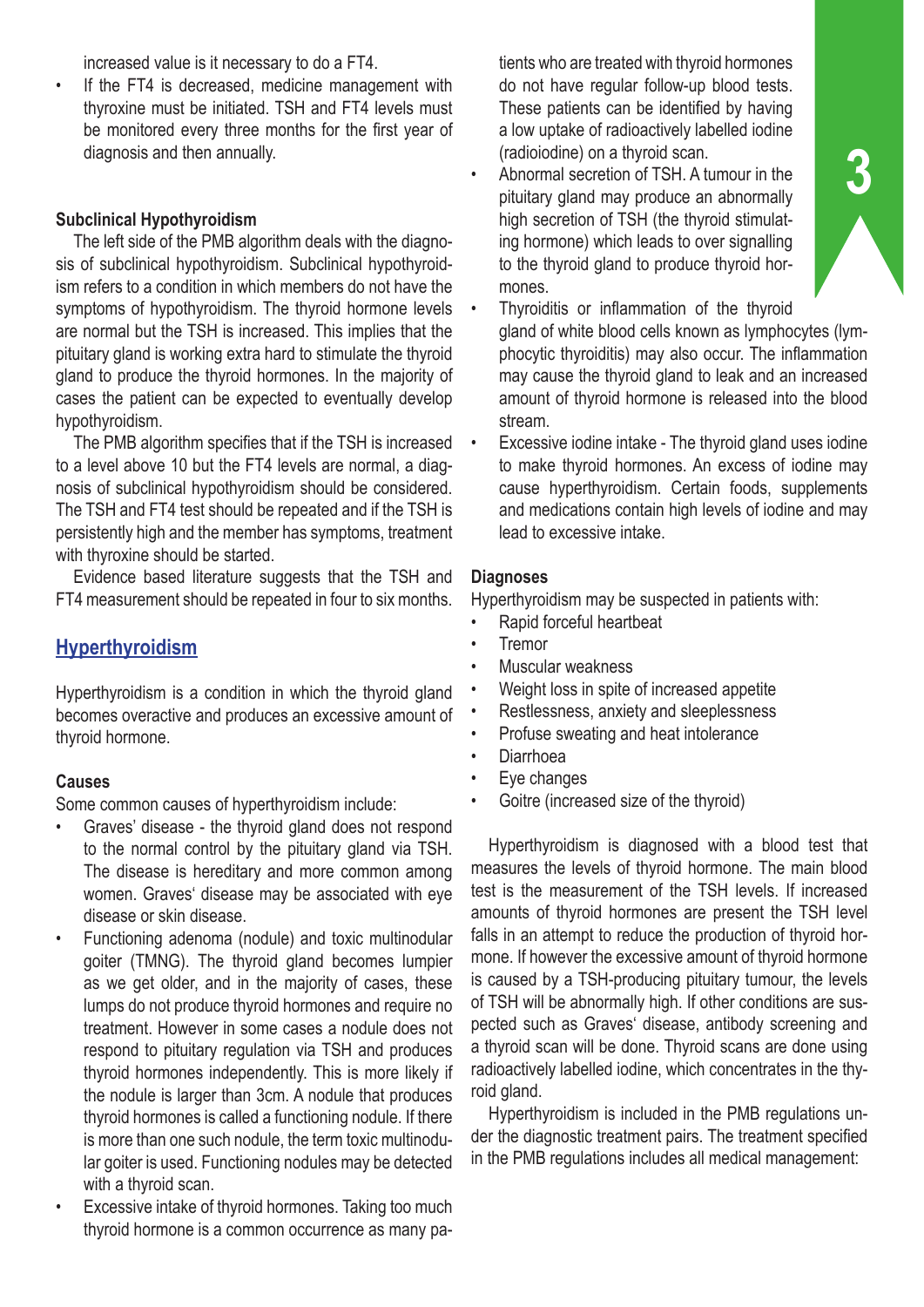increased value is it necessary to do a FT4.

- If the FT4 is decreased, medicine management with thyroxine must be initiated. TSH and FT4 levels must be monitored every three months for the first year of diagnosis and then annually.

**Subclinical Hypothyroidism**

The left side of the PMB algorithm deals with the diagnosis of subclinical hypothyroidism. Subclinical hypothyroidism refers to a condition in which members do not have the symptoms of hypothyroidism. The thyroid hormone levels are normal but the TSH is increased. This implies that the pituitary gland is working extra hard to stimulate the thyroid gland to produce the thyroid hormones. In the majority of cases the patient can be expected to eventually develop hypothyroidism.

The PMB algorithm specifies that if the TSH is increased to a level above 10 but the FT4 levels are normal, a diagnosis of subclinical hypothyroidism should be considered. The TSH and FT4 test should be repeated and if the TSH is persistently high and the member has symptoms, treatment with thyroxine should be started.

Evidence based literature suggests that the TSH and FT4 measurement should be repeated in four to six months.

## Hyperthyroidism

Hyperthyroidism is a condition in which the thyroid gland becomes overactive and produces an excessive amount of thyroid hormone.

**Causes**

Some common causes of hyperthyroidism include:

- Graves' disease - the thyroid gland does not respond to the normal control by the pituitary gland via TSH. The disease is hereditary and more common among women. Graves' disease may be associated with eye disease or skin disease.
- Functioning adenoma (nodule) and toxic multinodular goiter (TMNG). The thyroid gland becomes lumpier as we get older, and in the majority of cases, these lumps do not produce thyroid hormones and require no treatment. However in some cases a nodule does not respond to pituitary regulation via TSH and produces thyroid hormones independently. This is more likely if the nodule is larger than 3cm. A nodule that produces thyroid hormones is called a functioning nodule. If there is more than one such nodule, the term toxic multinodular goiter is used. Functioning nodules may be detected with a thyroid scan.
- Excessive intake of thyroid hormones. Taking too much thyroid hormone is a common occurrence as many patients who are treated with thyroid hormones do not have regular follow-up blood tests. These patients can be identified by having a low uptake of radioactively labelled iodine (radioiodine) on a thyroid scan.
- Abnormal secretion of TSH. A tumour in the pituitary gland may produce an abnormally high secretion of TSH (the thyroid stimulating hormone) which leads to over signalling to the thyroid gland to produce thyroid hormones.
- Thyroiditis or inflammation of the thyroid gland of white blood cells known as lymphocytes (lymphocytic thyroiditis) may also occur. The inflammation may cause the thyroid gland to leak and an increased amount of thyroid hormone is released into the blood stream.
- Excessive iodine intake - The thyroid gland uses iodine to make thyroid hormones. An excess of iodine may cause hyperthyroidism. Certain foods, supplements and medications contain high levels of iodine and may lead to excessive intake.

**Diagnoses**

Hyperthyroidism may be suspected in patients with:

- Rapid forceful heartbeat
- Tremor
- Muscular weakness
- Weight loss in spite of increased appetite
- Restlessness, anxiety and sleeplessness
- Profuse sweating and heat intolerance
- Diarrhoea
- Eye changes
- Goitre (increased size of the thyroid)

Hyperthyroidism is diagnosed with a blood test that measures the levels of thyroid hormone. The main blood test is the measurement of the TSH levels. If increased amounts of thyroid hormones are present the TSH level falls in an attempt to reduce the production of thyroid hormone. If however the excessive amount of thyroid hormone is caused by a TSH-producing pituitary tumour, the levels of TSH will be abnormally high. If other conditions are suspected such as Graves' disease, antibody screening and a thyroid scan will be done. Thyroid scans are done using radioactively labelled iodine, which concentrates in the thyroid gland.

Hyperthyroidism is included in the PMB regulations under the diagnostic treatment pairs. The treatment specified in the PMB regulations includes all medical management: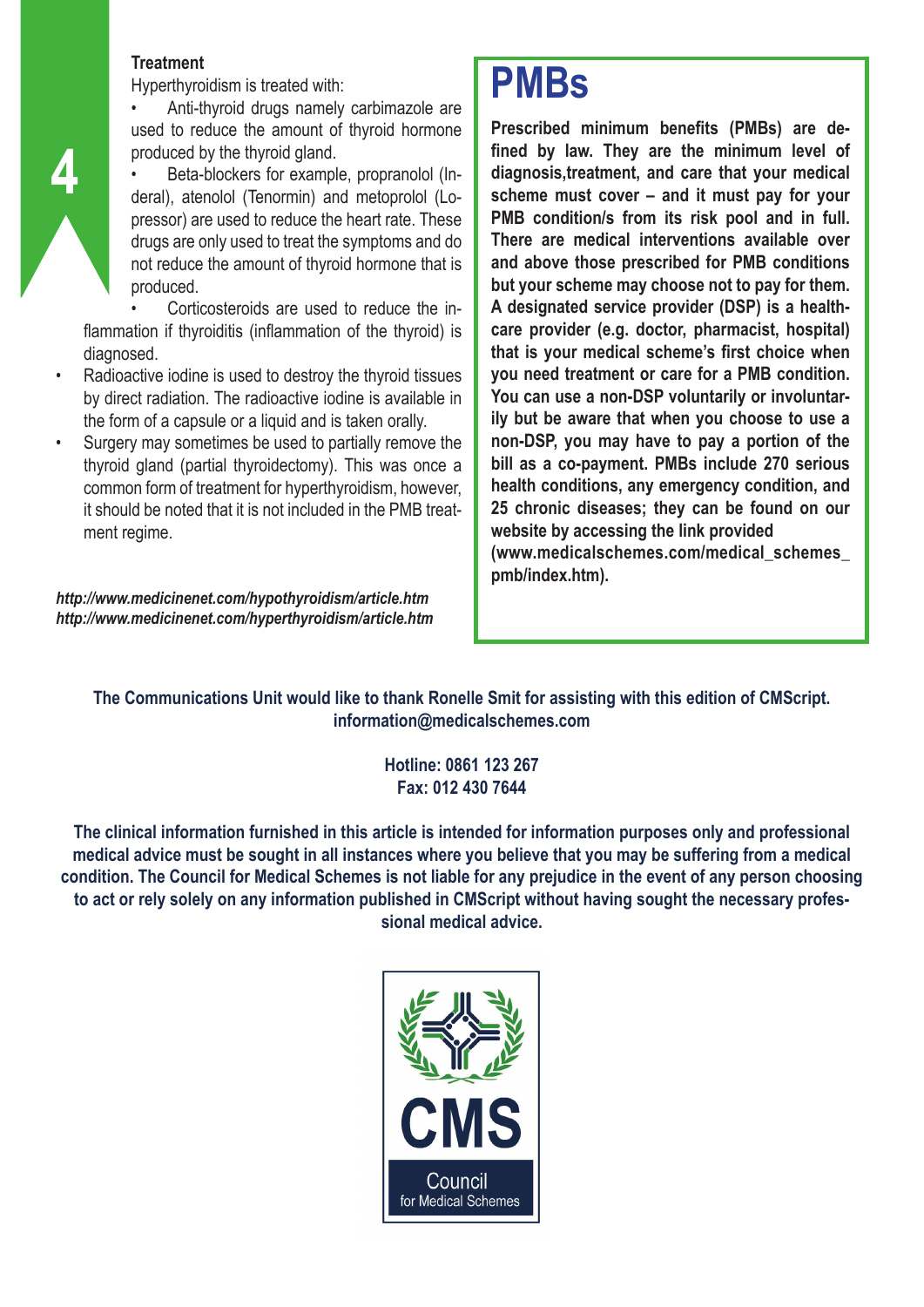### Treatment

Hyperthyroidism is treated with:

- Anti-thyroid drugs namely carbimazole are used to reduce the amount of thyroid hormone produced by the thyroid gland.
- Beta-blockers for example, propranolol (Inderal), atenolol (Tenormin) and metoprolol (Lopressor) are used to reduce the heart rate. These drugs are only used to treat the symptoms and do not reduce the amount of thyroid hormone that is produced.
- Corticosteroids are used to reduce the inflammation if thyroiditis (inflammation of the thyroid) is diagnosed.
- Radioactive iodine is used to destroy the thyroid tissues by direct radiation. The radioactive iodine is available in the form of a capsule or a liquid and is taken orally.
- Surgery may sometimes be used to partially remove the thyroid gland (partial thyroidectomy). This was once a common form of treatment for hyperthyroidism, however, it should be noted that it is not included in the PMB treatment regime.

***http://www.medicinenet.com/hypothyroidism/article.htm***
***http://www.medicinenet.com/hyperthyroidism/article.htm***

## PMBs

**Prescribed minimum benefits (PMBs) are defined by law. They are the minimum level of diagnosis,treatment, and care that your medical scheme must cover – and it must pay for your PMB condition/s from its risk pool and in full. There are medical interventions available over and above those prescribed for PMB conditions but your scheme may choose not to pay for them. A designated service provider (DSP) is a healthcare provider (e.g. doctor, pharmacist, hospital) that is your medical scheme's first choice when you need treatment or care for a PMB condition. You can use a non-DSP voluntarily or involuntarily but be aware that when you choose to use a non-DSP, you may have to pay a portion of the bill as a co-payment. PMBs include 270 serious health conditions, any emergency condition, and 25 chronic diseases; they can be found on our website by accessing the link provided (www.medicalschemes.com/medical_schemes_pmb/index.htm).**

**The Communications Unit would like to thank Ronelle Smit for assisting with this edition of CMScript.**
**information@medicalschemes.com**

**Hotline: 0861 123 267**
**Fax: 012 430 7644**

**The clinical information furnished in this article is intended for information purposes only and professional medical advice must be sought in all instances where you believe that you may be suffering from a medical condition. The Council for Medical Schemes is not liable for any prejudice in the event of any person choosing to act or rely solely on any information published in CMScript without having sought the necessary professional medical advice.**

CMS
Council for Medical Schemes